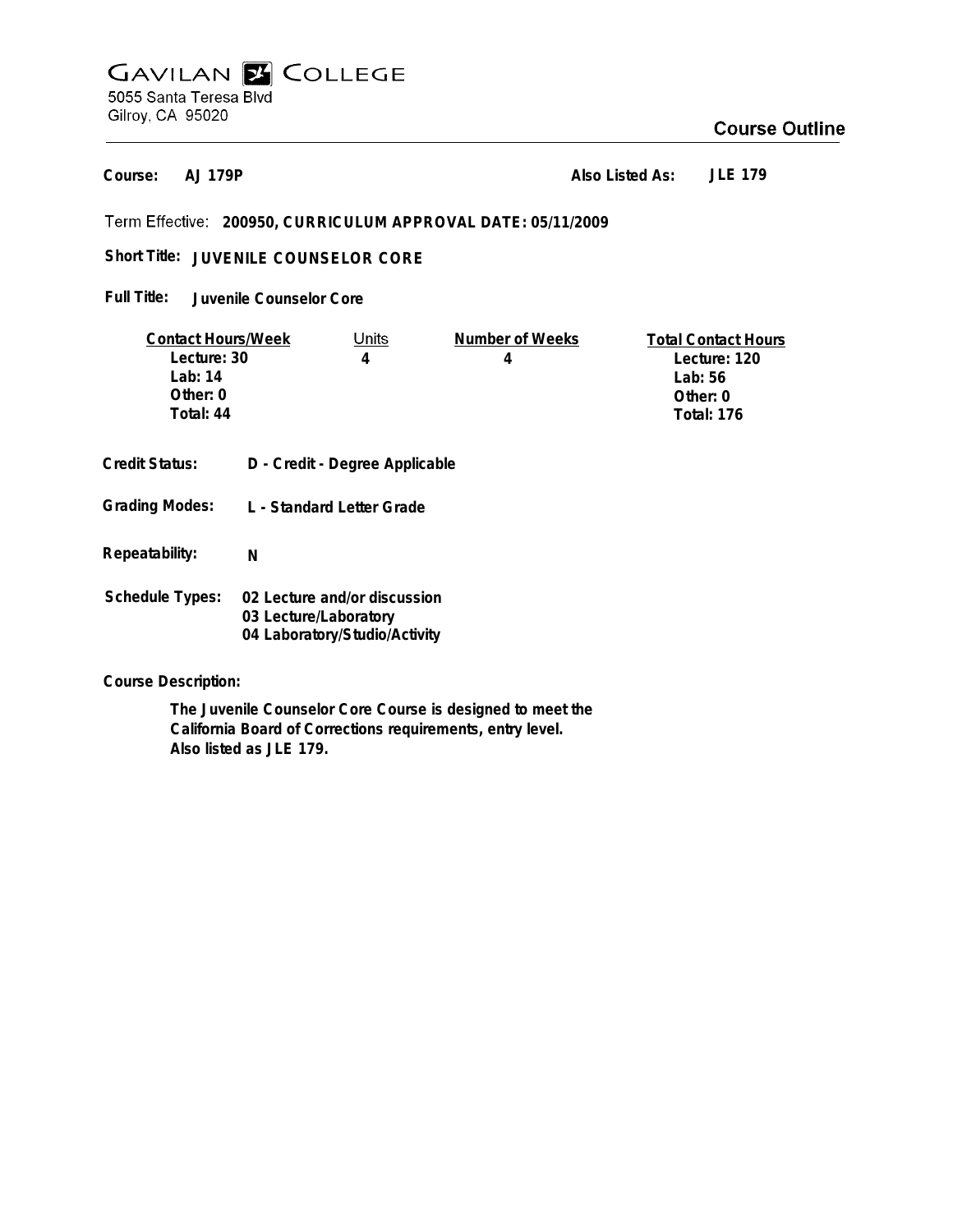# GAVILAN COLLEGE

5055 Santa Teresa Blvd
Gilroy, CA 95020

## Course Outline

**Course:** AJ 179P  **Also Listed As:** JLE 179

Term Effective: **200950, CURRICULUM APPROVAL DATE: 05/11/2009**

**Short Title:** JUVENILE COUNSELOR CORE

**Full Title:** Juvenile Counselor Core

| Contact Hours/Week | Units | Number of Weeks | Total Contact Hours |
|---|---|---|---|
| Lecture: 30 | 4 | 4 | Lecture: 120 |
| Lab: 14 | | | Lab: 56 |
| Other: 0 | | | Other: 0 |
| Total: 44 | | | Total: 176 |

**Credit Status:** D - Credit - Degree Applicable

**Grading Modes:** L - Standard Letter Grade

**Repeatability:** N

**Schedule Types:**
- 02 Lecture and/or discussion
- 03 Lecture/Laboratory
- 04 Laboratory/Studio/Activity

**Course Description:**

The Juvenile Counselor Core Course is designed to meet the California Board of Corrections requirements, entry level. Also listed as JLE 179.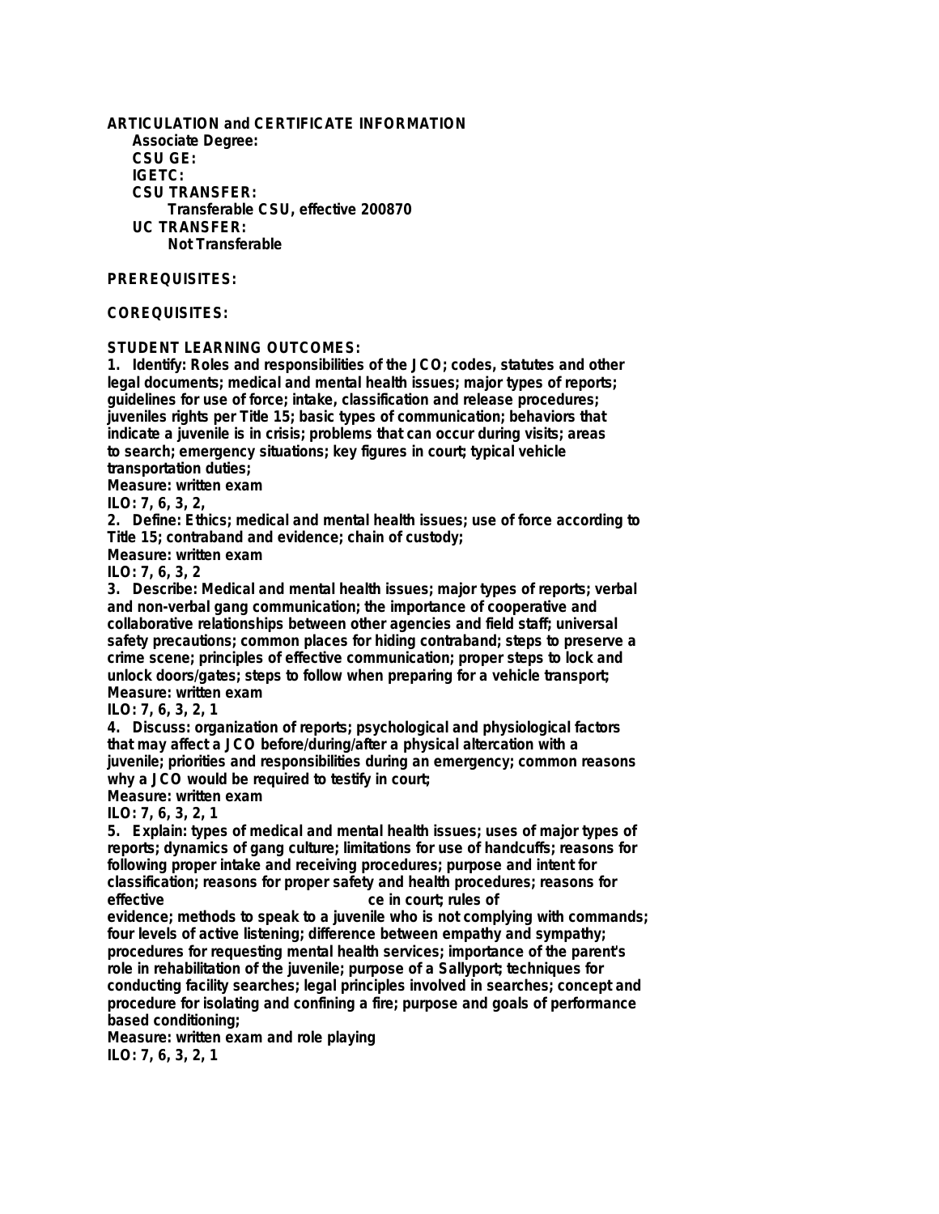**ARTICULATION and CERTIFICATE INFORMATION**

**Associate Degree:**

**CSU GE:**

**IGETC:**

**CSU TRANSFER:**

**Transferable CSU, effective 200870**

**UC TRANSFER:**

**Not Transferable**

**PREREQUISITES:**

**COREQUISITES:**

**STUDENT LEARNING OUTCOMES:**

1. Identify: Roles and responsibilities of the JCO; codes, statutes and other legal documents; medical and mental health issues; major types of reports; guidelines for use of force; intake, classification and release procedures; juveniles rights per Title 15; basic types of communication; behaviors that indicate a juvenile is in crisis; problems that can occur during visits; areas to search; emergency situations; key figures in court; typical vehicle transportation duties;
Measure: written exam
ILO: 7, 6, 3, 2,
2. Define: Ethics; medical and mental health issues; use of force according to Title 15; contraband and evidence; chain of custody;
Measure: written exam
ILO: 7, 6, 3, 2
3. Describe: Medical and mental health issues; major types of reports; verbal and non-verbal gang communication; the importance of cooperative and collaborative relationships between other agencies and field staff; universal safety precautions; common places for hiding contraband; steps to preserve a crime scene; principles of effective communication; proper steps to lock and unlock doors/gates; steps to follow when preparing for a vehicle transport;
Measure: written exam
ILO: 7, 6, 3, 2, 1
4. Discuss: organization of reports; psychological and physiological factors that may affect a JCO before/during/after a physical altercation with a juvenile; priorities and responsibilities during an emergency; common reasons why a JCO would be required to testify in court;
Measure: written exam
ILO: 7, 6, 3, 2, 1
5. Explain: types of medical and mental health issues; uses of major types of reports; dynamics of gang culture; limitations for use of handcuffs; reasons for following proper intake and receiving procedures; purpose and intent for classification; reasons for proper safety and health procedures; reasons for effective ce in court; rules of evidence; methods to speak to a juvenile who is not complying with commands; four levels of active listening; difference between empathy and sympathy; procedures for requesting mental health services; importance of the parent's role in rehabilitation of the juvenile; purpose of a Sallyport; techniques for conducting facility searches; legal principles involved in searches; concept and procedure for isolating and confining a fire; purpose and goals of performance based conditioning;
Measure: written exam and role playing
ILO: 7, 6, 3, 2, 1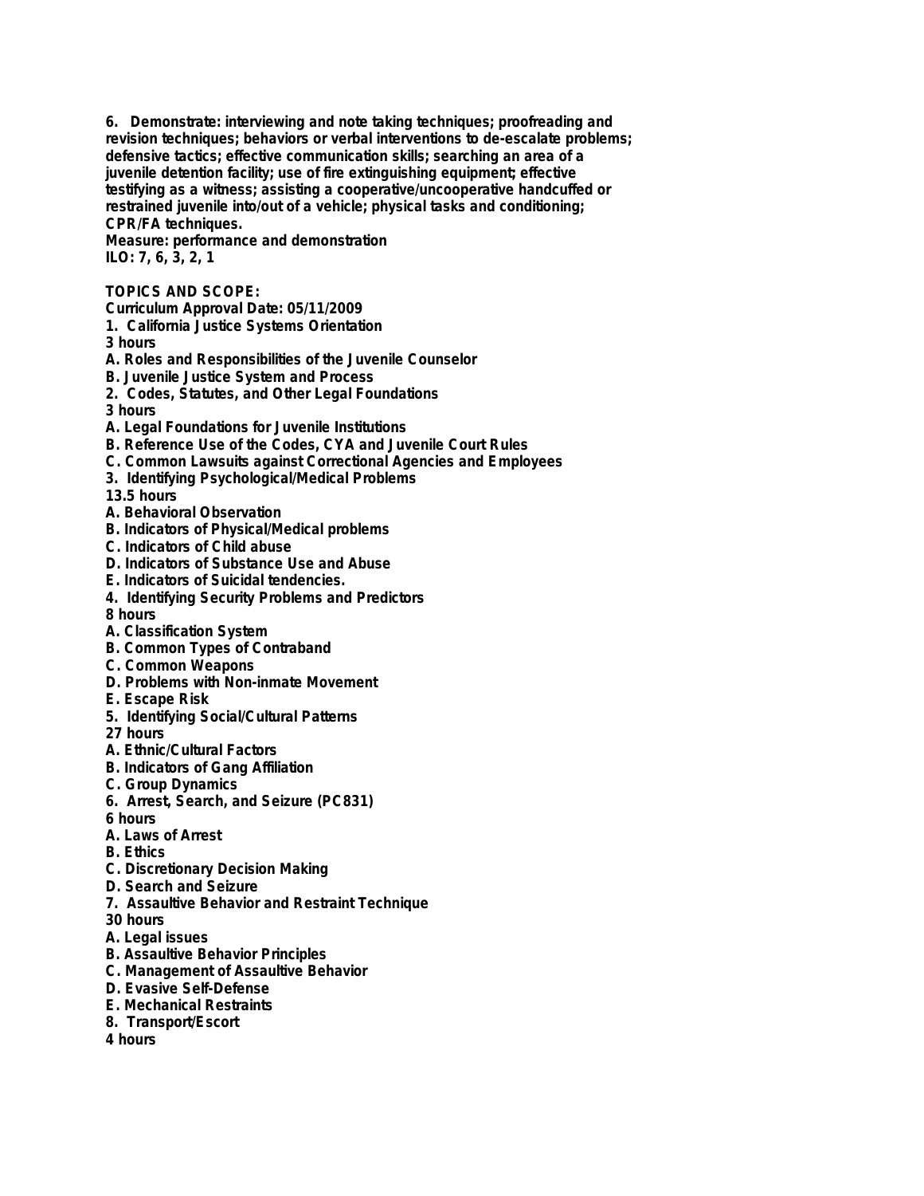**6. Demonstrate: interviewing and note taking techniques; proofreading and revision techniques; behaviors or verbal interventions to de-escalate problems; defensive tactics; effective communication skills; searching an area of a juvenile detention facility; use of fire extinguishing equipment; effective testifying as a witness; assisting a cooperative/uncooperative handcuffed or restrained juvenile into/out of a vehicle; physical tasks and conditioning; CPR/FA techniques.**
**Measure: performance and demonstration**
**ILO: 7, 6, 3, 2, 1**

**TOPICS AND SCOPE:**
**Curriculum Approval Date: 05/11/2009**

**1. California Justice Systems Orientation**
**3 hours**
**A. Roles and Responsibilities of the Juvenile Counselor**
**B. Juvenile Justice System and Process**

**2. Codes, Statutes, and Other Legal Foundations**
**3 hours**
**A. Legal Foundations for Juvenile Institutions**
**B. Reference Use of the Codes, CYA and Juvenile Court Rules**
**C. Common Lawsuits against Correctional Agencies and Employees**

**3. Identifying Psychological/Medical Problems**
**13.5 hours**
**A. Behavioral Observation**
**B. Indicators of Physical/Medical problems**
**C. Indicators of Child abuse**
**D. Indicators of Substance Use and Abuse**
**E. Indicators of Suicidal tendencies.**

**4. Identifying Security Problems and Predictors**
**8 hours**
**A. Classification System**
**B. Common Types of Contraband**
**C. Common Weapons**
**D. Problems with Non-inmate Movement**
**E. Escape Risk**

**5. Identifying Social/Cultural Patterns**
**27 hours**
**A. Ethnic/Cultural Factors**
**B. Indicators of Gang Affiliation**
**C. Group Dynamics**

**6. Arrest, Search, and Seizure (PC831)**
**6 hours**
**A. Laws of Arrest**
**B. Ethics**
**C. Discretionary Decision Making**
**D. Search and Seizure**

**7. Assaultive Behavior and Restraint Technique**
**30 hours**
**A. Legal issues**
**B. Assaultive Behavior Principles**
**C. Management of Assaultive Behavior**
**D. Evasive Self-Defense**
**E. Mechanical Restraints**

**8. Transport/Escort**
**4 hours**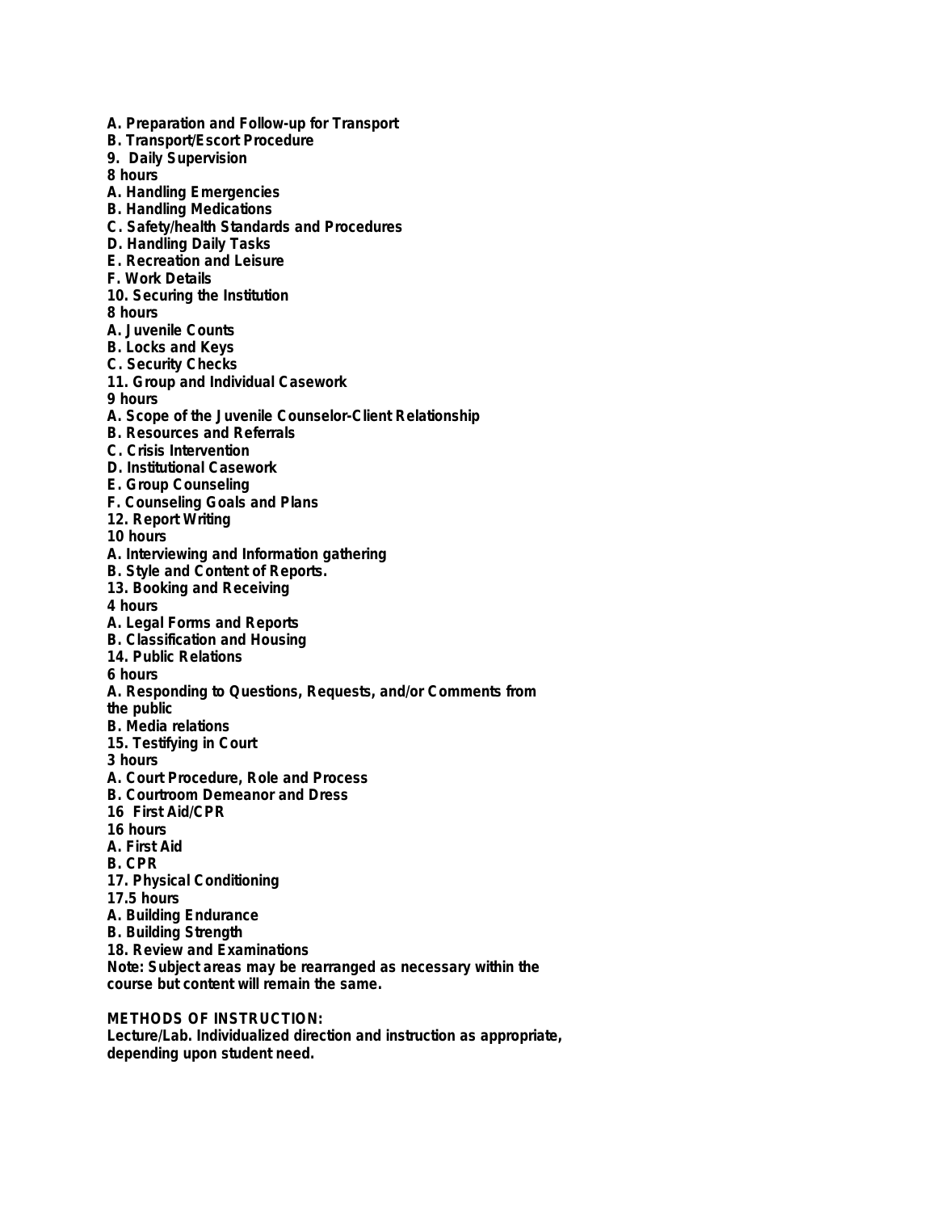A. Preparation and Follow-up for Transport

B. Transport/Escort Procedure

9. Daily Supervision

8 hours

A. Handling Emergencies

B. Handling Medications

C. Safety/health Standards and Procedures

D. Handling Daily Tasks

E. Recreation and Leisure

F. Work Details

10. Securing the Institution

8 hours

A. Juvenile Counts

B. Locks and Keys

C. Security Checks

11. Group and Individual Casework

9 hours

A. Scope of the Juvenile Counselor-Client Relationship

B. Resources and Referrals

C. Crisis Intervention

D. Institutional Casework

E. Group Counseling

F. Counseling Goals and Plans

12. Report Writing

10 hours

A. Interviewing and Information gathering

B. Style and Content of Reports.

13. Booking and Receiving

4 hours

A. Legal Forms and Reports

B. Classification and Housing

14. Public Relations

6 hours

A. Responding to Questions, Requests, and/or Comments from the public

B. Media relations

15. Testifying in Court

3 hours

A. Court Procedure, Role and Process

B. Courtroom Demeanor and Dress

16 First Aid/CPR

16 hours

A. First Aid

B. CPR

17. Physical Conditioning

17.5 hours

A. Building Endurance

B. Building Strength

18. Review and Examinations

Note: Subject areas may be rearranged as necessary within the course but content will remain the same.

**METHODS OF INSTRUCTION:**

Lecture/Lab. Individualized direction and instruction as appropriate, depending upon student need.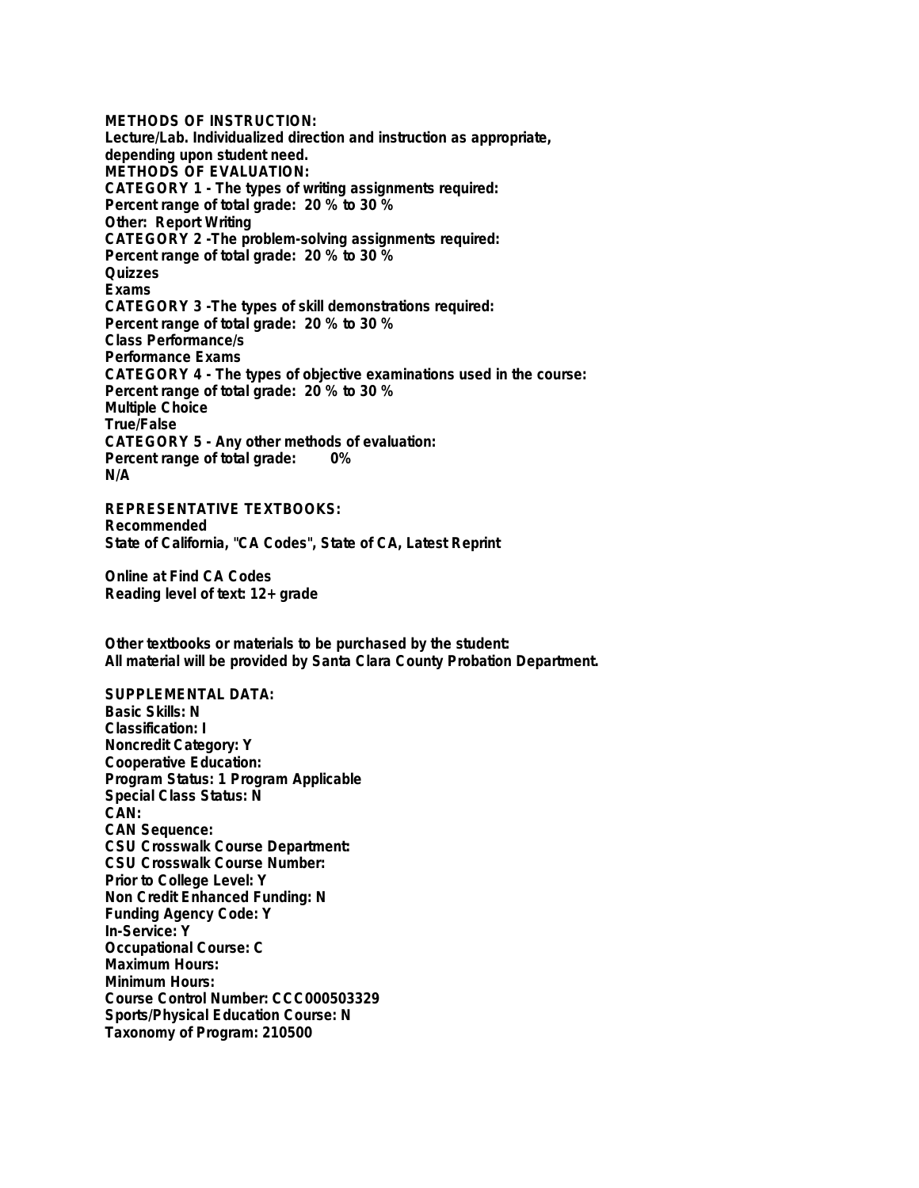**METHODS OF INSTRUCTION:**
Lecture/Lab. Individualized direction and instruction as appropriate, depending upon student need.

**METHODS OF EVALUATION:**
CATEGORY 1 - The types of writing assignments required:
Percent range of total grade: 20 % to 30 %
Other: Report Writing
CATEGORY 2 -The problem-solving assignments required:
Percent range of total grade: 20 % to 30 %
Quizzes
Exams
CATEGORY 3 -The types of skill demonstrations required:
Percent range of total grade: 20 % to 30 %
Class Performance/s
Performance Exams
CATEGORY 4 - The types of objective examinations used in the course:
Percent range of total grade: 20 % to 30 %
Multiple Choice
True/False
CATEGORY 5 - Any other methods of evaluation:
Percent range of total grade: 0%
N/A

**REPRESENTATIVE TEXTBOOKS:**
Recommended
State of California, "CA Codes", State of CA, Latest Reprint

Online at Find CA Codes
Reading level of text: 12+ grade

Other textbooks or materials to be purchased by the student:
All material will be provided by Santa Clara County Probation Department.

**SUPPLEMENTAL DATA:**
Basic Skills: N
Classification: I
Noncredit Category: Y
Cooperative Education:
Program Status: 1 Program Applicable
Special Class Status: N
CAN:
CAN Sequence:
CSU Crosswalk Course Department:
CSU Crosswalk Course Number:
Prior to College Level: Y
Non Credit Enhanced Funding: N
Funding Agency Code: Y
In-Service: Y
Occupational Course: C
Maximum Hours:
Minimum Hours:
Course Control Number: CCC000503329
Sports/Physical Education Course: N
Taxonomy of Program: 210500